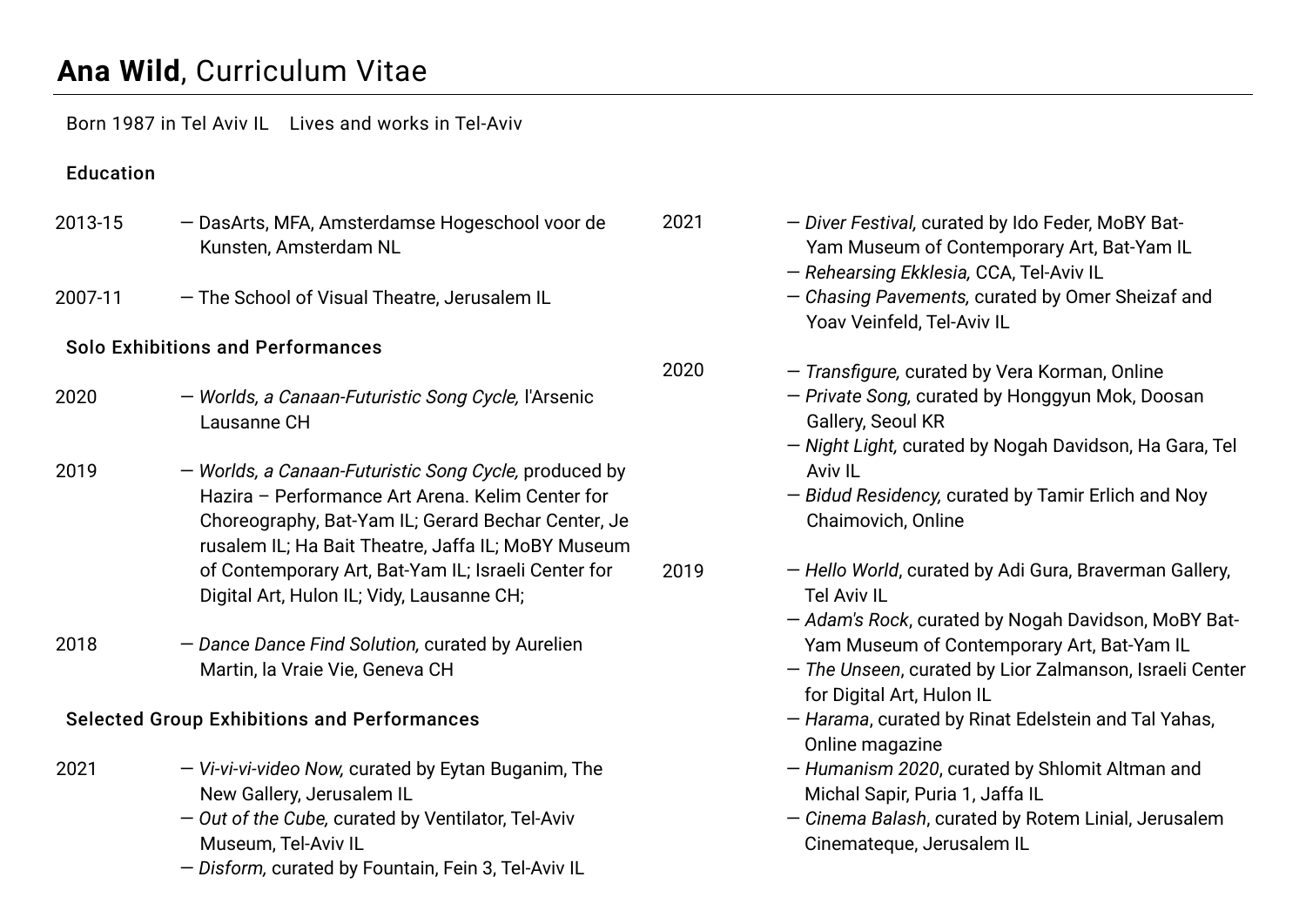# **Ana Wild**, Curriculum Vitae

Born 1987 in Tel Aviv IL    Lives and works in Tel-Aviv

## Education

2013-15 — DasArts, MFA, Amsterdamse Hogeschool voor de Kunsten, Amsterdam NL

2007-11 — The School of Visual Theatre, Jerusalem IL

## Solo Exhibitions and Performances

2020 — *Worlds, a Canaan-Futuristic Song Cycle,* l'Arsenic Lausanne CH

2019 — *Worlds, a Canaan-Futuristic Song Cycle,* produced by Hazira – Performance Art Arena. Kelim Center for Choreography, Bat-Yam IL; Gerard Bechar Center, Jerusalem IL; Ha Bait Theatre, Jaffa IL; MoBY Museum of Contemporary Art, Bat-Yam IL; Israeli Center for Digital Art, Hulon IL; Vidy, Lausanne CH;

2018 — *Dance Dance Find Solution,* curated by Aurelien Martin, la Vraie Vie, Geneva CH

## Selected Group Exhibitions and Performances

2021
- *Vi-vi-vi-video Now,* curated by Eytan Buganim, The New Gallery, Jerusalem IL
- *Out of the Cube,* curated by Ventilator, Tel-Aviv Museum, Tel-Aviv IL
- *Disform,* curated by Fountain, Fein 3, Tel-Aviv IL
- *Diver Festival,* curated by Ido Feder, MoBY Bat-Yam Museum of Contemporary Art, Bat-Yam IL
- *Rehearsing Ekklesia,* CCA, Tel-Aviv IL
- *Chasing Pavements,* curated by Omer Sheizaf and Yoav Veinfeld, Tel-Aviv IL

2020
- *Transfigure,* curated by Vera Korman, Online
- *Private Song,* curated by Honggyun Mok, Doosan Gallery, Seoul KR
- *Night Light,* curated by Nogah Davidson, Ha Gara, Tel Aviv IL
- *Bidud Residency,* curated by Tamir Erlich and Noy Chaimovich, Online

2019
- *Hello World*, curated by Adi Gura, Braverman Gallery, Tel Aviv IL
- *Adam's Rock*, curated by Nogah Davidson, MoBY Bat-Yam Museum of Contemporary Art, Bat-Yam IL
- *The Unseen*, curated by Lior Zalmanson, Israeli Center for Digital Art, Hulon IL
- *Harama*, curated by Rinat Edelstein and Tal Yahas, Online magazine
- *Humanism 2020*, curated by Shlomit Altman and Michal Sapir, Puria 1, Jaffa IL
- *Cinema Balash*, curated by Rotem Linial, Jerusalem Cinemateque, Jerusalem IL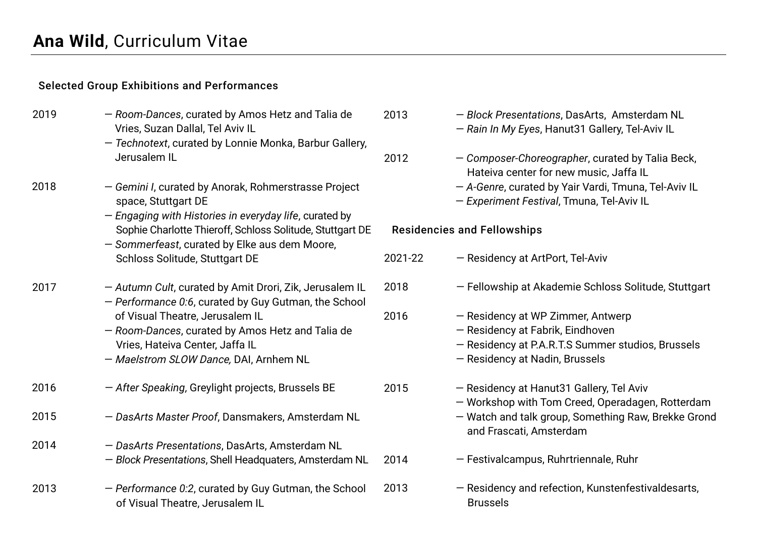# **Ana Wild**, Curriculum Vitae

## Selected Group Exhibitions and Performances

2019
— *Room-Dances*, curated by Amos Hetz and Talia de Vries, Suzan Dallal, Tel Aviv IL
— *Technotext*, curated by Lonnie Monka, Barbur Gallery, Jerusalem IL

2018
— *Gemini I*, curated by Anorak, Rohmerstrasse Project space, Stuttgart DE
— *Engaging with Histories in everyday life*, curated by Sophie Charlotte Thieroff, Schloss Solitude, Stuttgart DE
— *Sommerfeast*, curated by Elke aus dem Moore, Schloss Solitude, Stuttgart DE

2017
— *Autumn Cult*, curated by Amit Drori, Zik, Jerusalem IL
— *Performance 0:6*, curated by Guy Gutman, the School of Visual Theatre, Jerusalem IL
— *Room-Dances*, curated by Amos Hetz and Talia de Vries, Hateiva Center, Jaffa IL
— *Maelstrom SLOW Dance,* DAI, Arnhem NL

2016
— *After Speaking*, Greylight projects, Brussels BE

2015
— *DasArts Master Proof*, Dansmakers, Amsterdam NL

2014
— *DasArts Presentations*, DasArts, Amsterdam NL
— *Block Presentations*, Shell Headquaters, Amsterdam NL

2013
— *Performance 0:2*, curated by Guy Gutman, the School of Visual Theatre, Jerusalem IL

2013
— *Block Presentations*, DasArts, Amsterdam NL
— *Rain In My Eyes*, Hanut31 Gallery, Tel-Aviv IL

2012
— *Composer-Choreographer*, curated by Talia Beck, Hateiva center for new music, Jaffa IL
— *A-Genre*, curated by Yair Vardi, Tmuna, Tel-Aviv IL
— *Experiment Festival*, Tmuna, Tel-Aviv IL

## Residencies and Fellowships

2021-22
— Residency at ArtPort, Tel-Aviv

2018
— Fellowship at Akademie Schloss Solitude, Stuttgart

2016
— Residency at WP Zimmer, Antwerp
— Residency at Fabrik, Eindhoven
— Residency at P.A.R.T.S Summer studios, Brussels
— Residency at Nadin, Brussels

2015
— Residency at Hanut31 Gallery, Tel Aviv
— Workshop with Tom Creed, Operadagen, Rotterdam
— Watch and talk group, Something Raw, Brekke Grond and Frascati, Amsterdam

2014
— Festivalcampus, Ruhrtriennale, Ruhr

2013
— Residency and refection, Kunstenfestivaldesarts, Brussels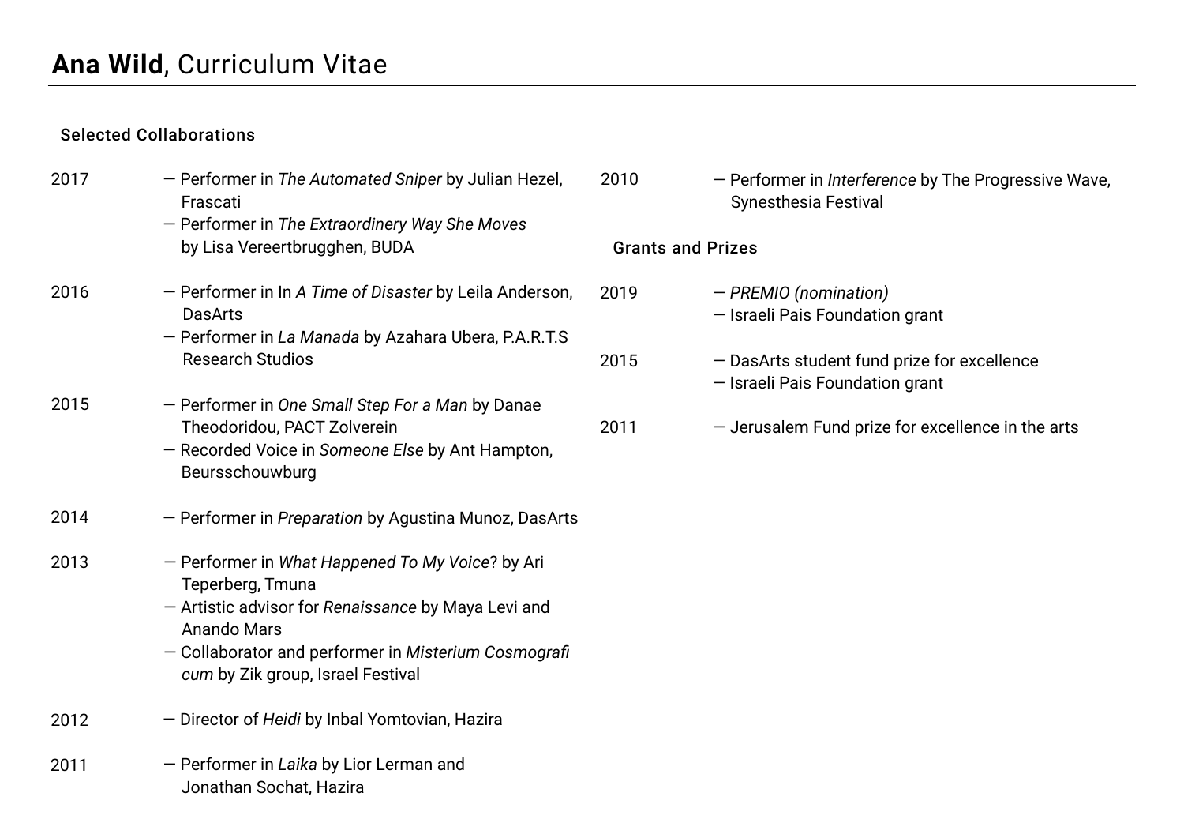# **Ana Wild**, Curriculum Vitae

## Selected Collaborations

2017
— Performer in *The Automated Sniper* by Julian Hezel, Frascati
— Performer in *The Extraordinery Way She Moves* by Lisa Vereertbrugghen, BUDA

2016
— Performer in In *A Time of Disaster* by Leila Anderson, DasArts
— Performer in *La Manada* by Azahara Ubera, P.A.R.T.S Research Studios

2015
— Performer in *One Small Step For a Man* by Danae Theodoridou, PACT Zolverein
— Recorded Voice in *Someone Else* by Ant Hampton, Beursschouwburg

2014
— Performer in *Preparation* by Agustina Munoz, DasArts

2013
— Performer in *What Happened To My Voice*? by Ari Teperberg, Tmuna
— Artistic advisor for *Renaissance* by Maya Levi and Anando Mars
— Collaborator and performer in *Misterium Cosmografi cum* by Zik group, Israel Festival

2012
— Director of *Heidi* by Inbal Yomtovian, Hazira

2011
— Performer in *Laika* by Lior Lerman and Jonathan Sochat, Hazira

2010
— Performer in *Interference* by The Progressive Wave, Synesthesia Festival

## Grants and Prizes

2019
— *PREMIO (nomination)*
— Israeli Pais Foundation grant

2015
— DasArts student fund prize for excellence
— Israeli Pais Foundation grant

2011
— Jerusalem Fund prize for excellence in the arts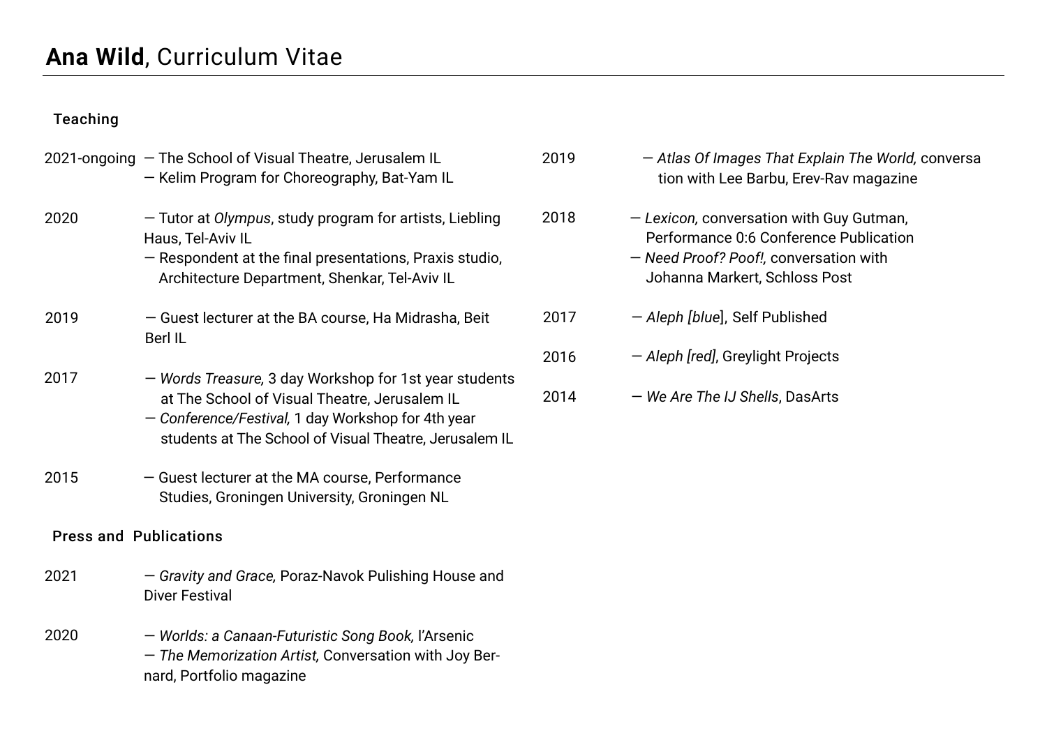# **Ana Wild**, Curriculum Vitae

## Teaching

2021-ongoing
— The School of Visual Theatre, Jerusalem IL
— Kelim Program for Choreography, Bat-Yam IL

2020
— Tutor at *Olympus*, study program for artists, Liebling Haus, Tel-Aviv IL
— Respondent at the final presentations, Praxis studio, Architecture Department, Shenkar, Tel-Aviv IL

2019
— Guest lecturer at the BA course, Ha Midrasha, Beit Berl IL

2017
— *Words Treasure,* 3 day Workshop for 1st year students at The School of Visual Theatre, Jerusalem IL
— *Conference/Festival,* 1 day Workshop for 4th year students at The School of Visual Theatre, Jerusalem IL

2015
— Guest lecturer at the MA course, Performance Studies, Groningen University, Groningen NL

## Press and Publications

2021
— *Gravity and Grace,* Poraz-Navok Pulishing House and Diver Festival

2020
— *Worlds: a Canaan-Futuristic Song Book,* l'Arsenic
— *The Memorization Artist,* Conversation with Joy Bernard, Portfolio magazine

2019
— *Atlas Of Images That Explain The World,* conversation with Lee Barbu, Erev-Rav magazine

2018
— *Lexicon,* conversation with Guy Gutman, Performance 0:6 Conference Publication
— *Need Proof? Poof!,* conversation with Johanna Markert, Schloss Post

2017
— *Aleph [blue]*, Self Published

2016
— *Aleph [red]*, Greylight Projects

2014
— *We Are The IJ Shells*, DasArts